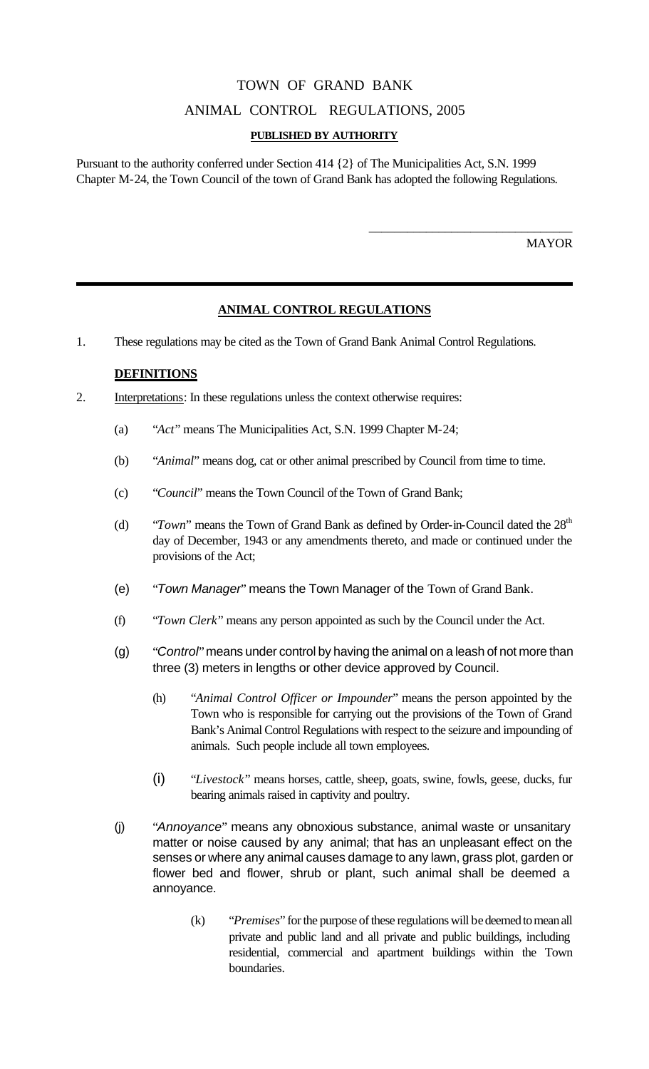# TOWN OF GRAND BANK

## ANIMAL CONTROL REGULATIONS, 2005

**PUBLISHED BY AUTHORITY**

Pursuant to the authority conferred under Section 414 {2} of The Municipalities Act, S.N. 1999 Chapter M-24, the Town Council of the town of Grand Bank has adopted the following Regulations.

\_\_\_\_\_\_\_\_\_\_\_\_\_\_\_\_\_\_\_\_\_\_\_\_\_\_\_\_\_\_\_\_

MAYOR

---

## ANIMAL CONTROL REGULATIONS

1. These regulations may be cited as the Town of Grand Bank Animal Control Regulations.

### DEFINITIONS

2. Interpretations: In these regulations unless the context otherwise requires:

   (a) "*Act*" means The Municipalities Act, S.N. 1999 Chapter M-24;

   (b) "*Animal*" means dog, cat or other animal prescribed by Council from time to time.

   (c) "*Council*" means the Town Council of the Town of Grand Bank;

   (d) "*Town*" means the Town of Grand Bank as defined by Order-in-Council dated the 28th day of December, 1943 or any amendments thereto, and made or continued under the provisions of the Act;

   (e) "*Town Manager*" means the Town Manager of the Town of Grand Bank.

   (f) "*Town Clerk*" means any person appointed as such by the Council under the Act.

   (g) "*Control*" means under control by having the animal on a leash of not more than three (3) meters in lengths or other device approved by Council.

   (h) "*Animal Control Officer or Impounder*" means the person appointed by the Town who is responsible for carrying out the provisions of the Town of Grand Bank's Animal Control Regulations with respect to the seizure and impounding of animals. Such people include all town employees.

   (i) "*Livestock*" means horses, cattle, sheep, goats, swine, fowls, geese, ducks, fur bearing animals raised in captivity and poultry.

   (j) "*Annoyance*" means any obnoxious substance, animal waste or unsanitary matter or noise caused by any animal; that has an unpleasant effect on the senses or where any animal causes damage to any lawn, grass plot, garden or flower bed and flower, shrub or plant, such animal shall be deemed a annoyance.

   (k) "*Premises*" for the purpose of these regulations will be deemed to mean all private and public land and all private and public buildings, including residential, commercial and apartment buildings within the Town boundaries.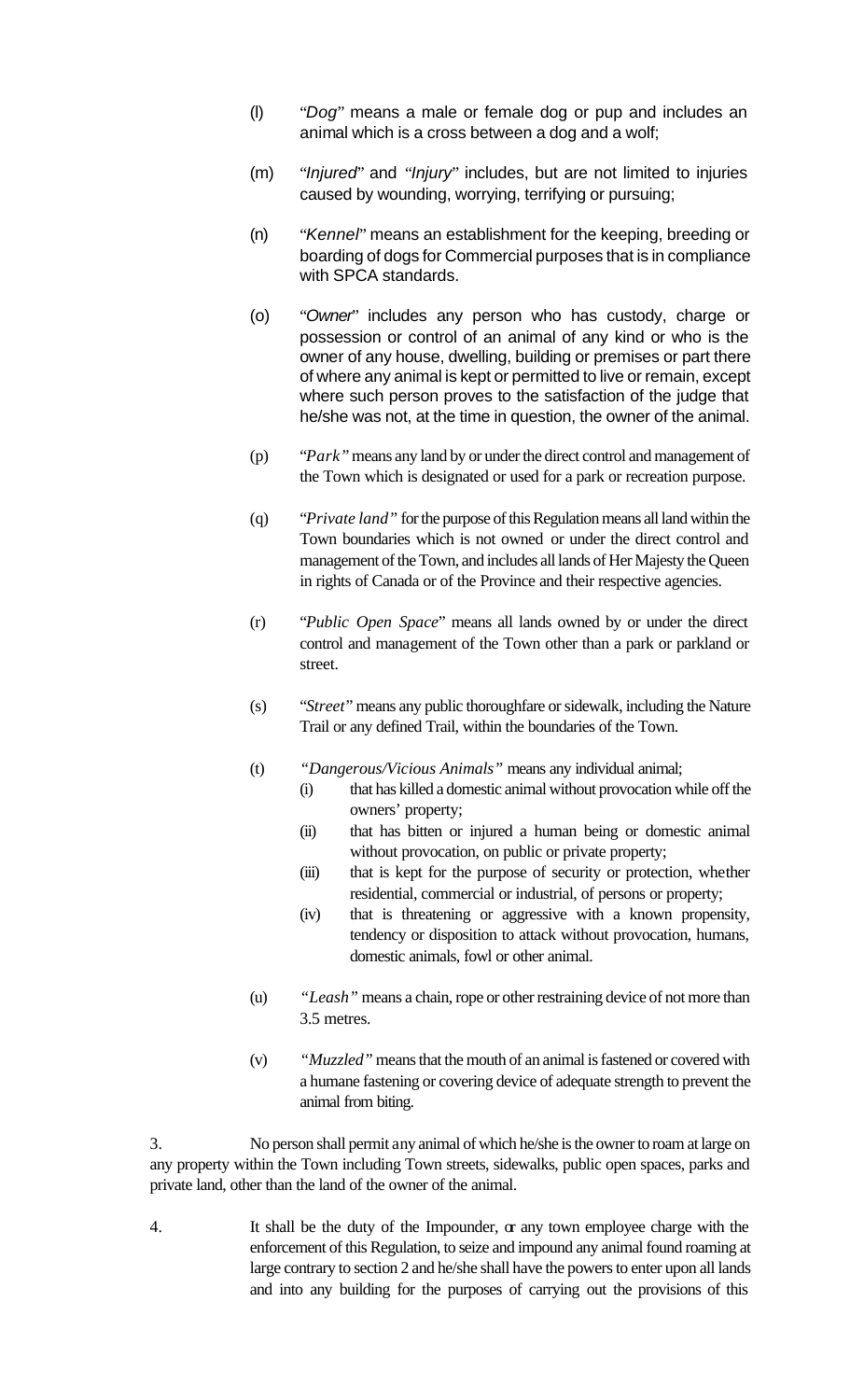(l) "*Dog*" means a male or female dog or pup and includes an animal which is a cross between a dog and a wolf;

(m) "*Injured*" and "*Injury*" includes, but are not limited to injuries caused by wounding, worrying, terrifying or pursuing;

(n) "*Kennel*" means an establishment for the keeping, breeding or boarding of dogs for Commercial purposes that is in compliance with SPCA standards.

(o) "*Owner*" includes any person who has custody, charge or possession or control of an animal of any kind or who is the owner of any house, dwelling, building or premises or part there of where any animal is kept or permitted to live or remain, except where such person proves to the satisfaction of the judge that he/she was not, at the time in question, the owner of the animal.

(p) "*Park*" means any land by or under the direct control and management of the Town which is designated or used for a park or recreation purpose.

(q) "*Private land*" for the purpose of this Regulation means all land within the Town boundaries which is not owned or under the direct control and management of the Town, and includes all lands of Her Majesty the Queen in rights of Canada or of the Province and their respective agencies.

(r) "*Public Open Space*" means all lands owned by or under the direct control and management of the Town other than a park or parkland or street.

(s) "*Street*" means any public thoroughfare or sidewalk, including the Nature Trail or any defined Trail, within the boundaries of the Town.

(t) *"Dangerous/Vicious Animals"* means any individual animal;
   - (i) that has killed a domestic animal without provocation while off the owners' property;
   - (ii) that has bitten or injured a human being or domestic animal without provocation, on public or private property;
   - (iii) that is kept for the purpose of security or protection, whether residential, commercial or industrial, of persons or property;
   - (iv) that is threatening or aggressive with a known propensity, tendency or disposition to attack without provocation, humans, domestic animals, fowl or other animal.

(u) *"Leash"* means a chain, rope or other restraining device of not more than 3.5 metres.

(v) *"Muzzled"* means that the mouth of an animal is fastened or covered with a humane fastening or covering device of adequate strength to prevent the animal from biting.

3. No person shall permit any animal of which he/she is the owner to roam at large on any property within the Town including Town streets, sidewalks, public open spaces, parks and private land, other than the land of the owner of the animal.

4. It shall be the duty of the Impounder, or any town employee charge with the enforcement of this Regulation, to seize and impound any animal found roaming at large contrary to section 2 and he/she shall have the powers to enter upon all lands and into any building for the purposes of carrying out the provisions of this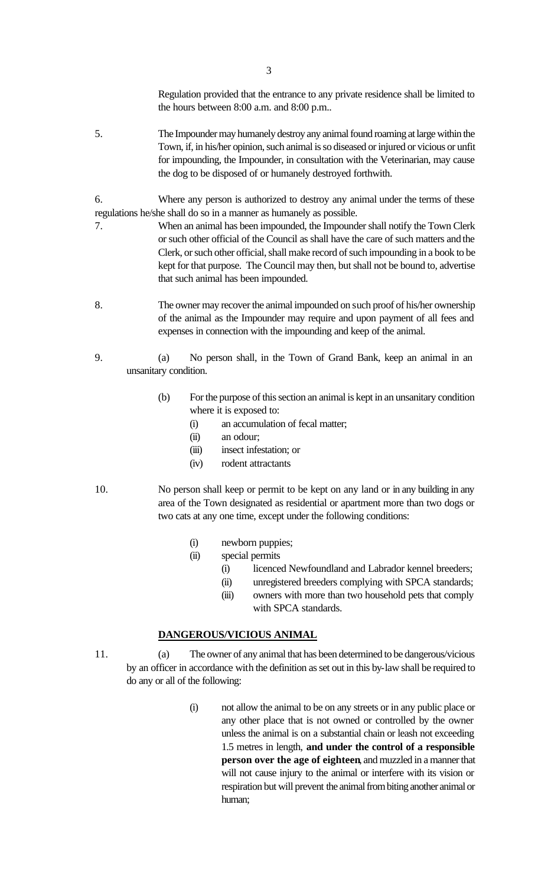Regulation provided that the entrance to any private residence shall be limited to the hours between 8:00 a.m. and 8:00 p.m..

5. The Impounder may humanely destroy any animal found roaming at large within the Town, if, in his/her opinion, such animal is so diseased or injured or vicious or unfit for impounding, the Impounder, in consultation with the Veterinarian, may cause the dog to be disposed of or humanely destroyed forthwith.

6. Where any person is authorized to destroy any animal under the terms of these regulations he/she shall do so in a manner as humanely as possible.

7. When an animal has been impounded, the Impounder shall notify the Town Clerk or such other official of the Council as shall have the care of such matters and the Clerk, or such other official, shall make record of such impounding in a book to be kept for that purpose. The Council may then, but shall not be bound to, advertise that such animal has been impounded.

8. The owner may recover the animal impounded on such proof of his/her ownership of the animal as the Impounder may require and upon payment of all fees and expenses in connection with the impounding and keep of the animal.

9. (a) No person shall, in the Town of Grand Bank, keep an animal in an unsanitary condition.

   (b) For the purpose of this section an animal is kept in an unsanitary condition where it is exposed to:
   - (i) an accumulation of fecal matter;
   - (ii) an odour;
   - (iii) insect infestation; or
   - (iv) rodent attractants

10. No person shall keep or permit to be kept on any land or in any building in any area of the Town designated as residential or apartment more than two dogs or two cats at any one time, except under the following conditions:
    - (i) newborn puppies;
    - (ii) special permits
      - (i) licenced Newfoundland and Labrador kennel breeders;
      - (ii) unregistered breeders complying with SPCA standards;
      - (iii) owners with more than two household pets that comply with SPCA standards.

## DANGEROUS/VICIOUS ANIMAL

11. (a) The owner of any animal that has been determined to be dangerous/vicious by an officer in accordance with the definition as set out in this by-law shall be required to do any or all of the following:

    (i) not allow the animal to be on any streets or in any public place or any other place that is not owned or controlled by the owner unless the animal is on a substantial chain or leash not exceeding 1.5 metres in length, **and under the control of a responsible person over the age of eighteen**, and muzzled in a manner that will not cause injury to the animal or interfere with its vision or respiration but will prevent the animal from biting another animal or human;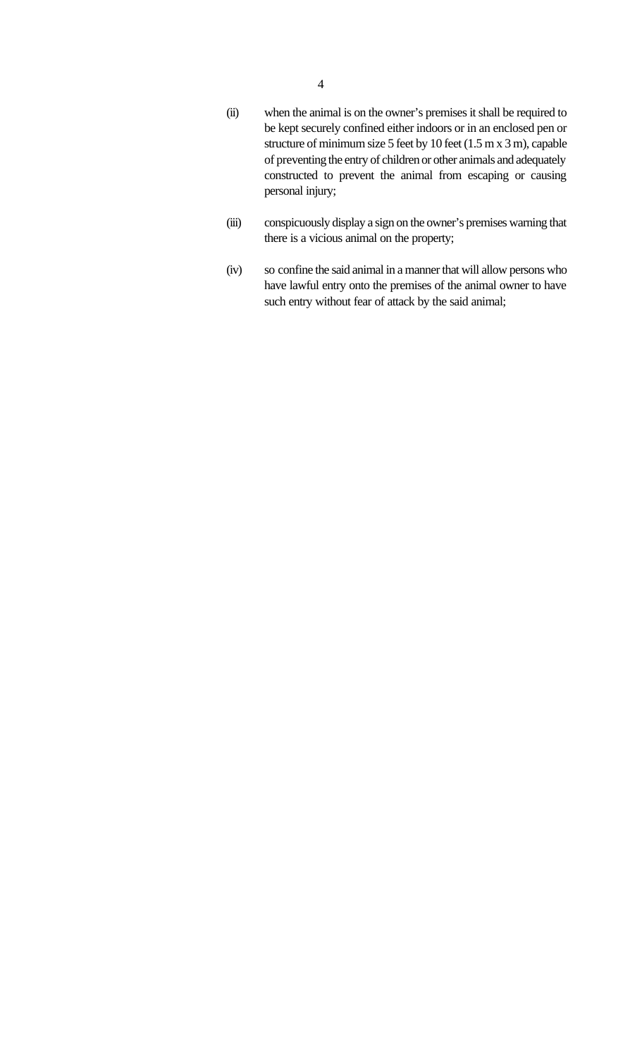(ii) when the animal is on the owner’s premises it shall be required to be kept securely confined either indoors or in an enclosed pen or structure of minimum size 5 feet by 10 feet (1.5 m x 3 m), capable of preventing the entry of children or other animals and adequately constructed to prevent the animal from escaping or causing personal injury;

(iii) conspicuously display a sign on the owner’s premises warning that there is a vicious animal on the property;

(iv) so confine the said animal in a manner that will allow persons who have lawful entry onto the premises of the animal owner to have such entry without fear of attack by the said animal;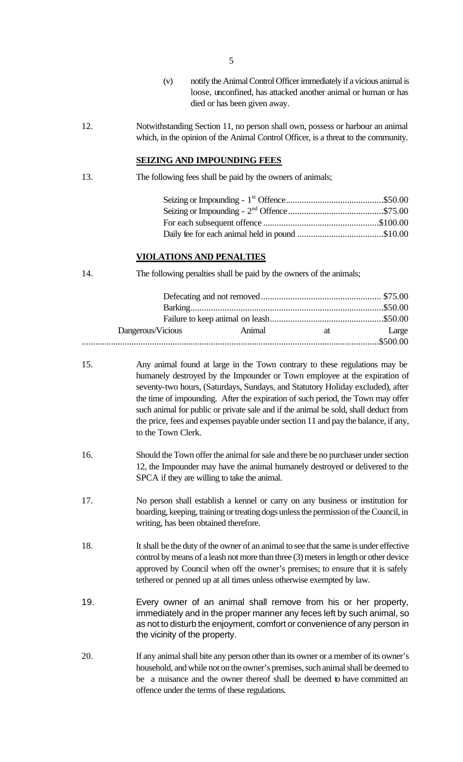(v) notify the Animal Control Officer immediately if a vicious animal is loose, unconfined, has attacked another animal or human or has died or has been given away.

12. Notwithstanding Section 11, no person shall own, possess or harbour an animal which, in the opinion of the Animal Control Officer, is a threat to the community.

## SEIZING AND IMPOUNDING FEES

13. The following fees shall be paid by the owners of animals;

| | |
|---|---|
| Seizing or Impounding - 1st Offence | $50.00 |
| Seizing or Impounding - 2nd Offence | $75.00 |
| For each subsequent offence | $100.00 |
| Daily fee for each animal held in pound | $10.00 |

## VIOLATIONS AND PENALTIES

14. The following penalties shall be paid by the owners of the animals;

| | |
|---|---|
| Defecating and not removed | $75.00 |
| Barking | $50.00 |
| Failure to keep animal on leash | $50.00 |
| Dangerous/Vicious Animal at Large | $500.00 |

15. Any animal found at large in the Town contrary to these regulations may be humanely destroyed by the Impounder or Town employee at the expiration of seventy-two hours, (Saturdays, Sundays, and Statutory Holiday excluded), after the time of impounding. After the expiration of such period, the Town may offer such animal for public or private sale and if the animal be sold, shall deduct from the price, fees and expenses payable under section 11 and pay the balance, if any, to the Town Clerk.

16. Should the Town offer the animal for sale and there be no purchaser under section 12, the Impounder may have the animal humanely destroyed or delivered to the SPCA if they are willing to take the animal.

17. No person shall establish a kennel or carry on any business or institution for boarding, keeping, training or treating dogs unless the permission of the Council, in writing, has been obtained therefore.

18. It shall be the duty of the owner of an animal to see that the same is under effective control by means of a leash not more than three (3) meters in length or other device approved by Council when off the owner's premises; to ensure that it is safely tethered or penned up at all times unless otherwise exempted by law.

19. Every owner of an animal shall remove from his or her property, immediately and in the proper manner any feces left by such animal, so as not to disturb the enjoyment, comfort or convenience of any person in the vicinity of the property.

20. If any animal shall bite any person other than its owner or a member of its owner's household, and while not on the owner's premises, such animal shall be deemed to be a nuisance and the owner thereof shall be deemed to have committed an offence under the terms of these regulations.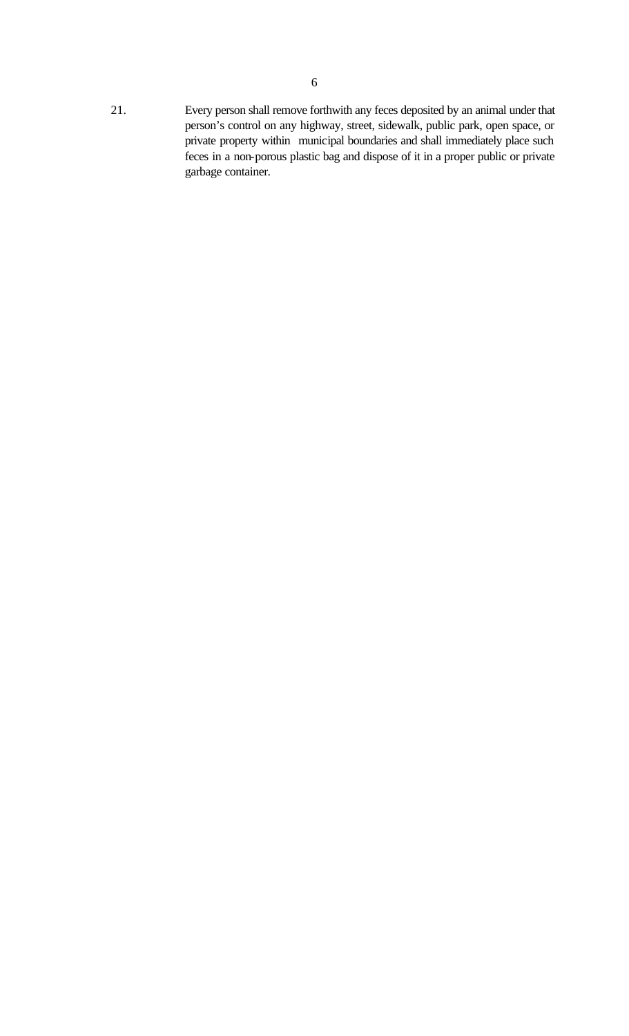21. Every person shall remove forthwith any feces deposited by an animal under that person's control on any highway, street, sidewalk, public park, open space, or private property within municipal boundaries and shall immediately place such feces in a non-porous plastic bag and dispose of it in a proper public or private garbage container.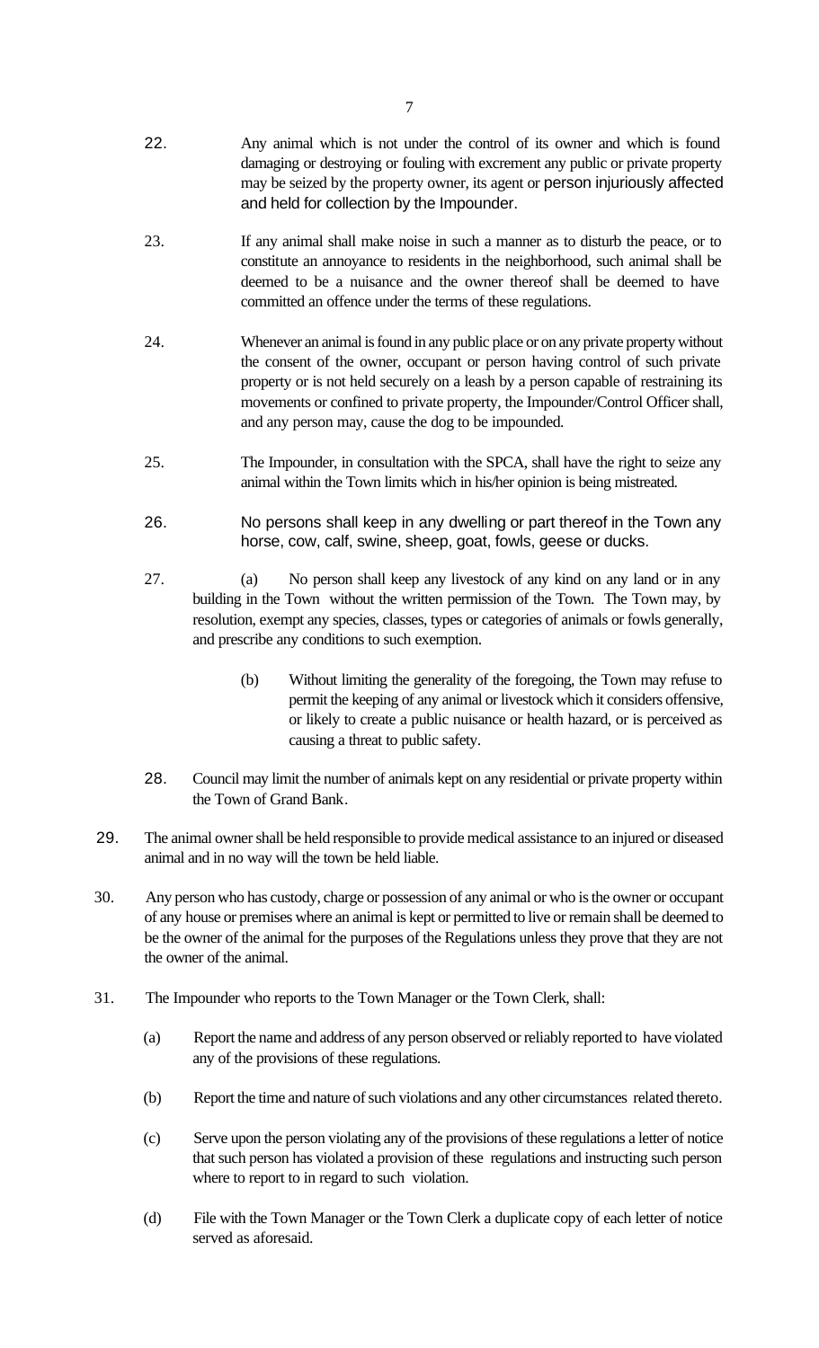22. Any animal which is not under the control of its owner and which is found damaging or destroying or fouling with excrement any public or private property may be seized by the property owner, its agent or person injuriously affected and held for collection by the Impounder.

23. If any animal shall make noise in such a manner as to disturb the peace, or to constitute an annoyance to residents in the neighborhood, such animal shall be deemed to be a nuisance and the owner thereof shall be deemed to have committed an offence under the terms of these regulations.

24. Whenever an animal is found in any public place or on any private property without the consent of the owner, occupant or person having control of such private property or is not held securely on a leash by a person capable of restraining its movements or confined to private property, the Impounder/Control Officer shall, and any person may, cause the dog to be impounded.

25. The Impounder, in consultation with the SPCA, shall have the right to seize any animal within the Town limits which in his/her opinion is being mistreated.

26. No persons shall keep in any dwelling or part thereof in the Town any horse, cow, calf, swine, sheep, goat, fowls, geese or ducks.

27. (a) No person shall keep any livestock of any kind on any land or in any building in the Town without the written permission of the Town. The Town may, by resolution, exempt any species, classes, types or categories of animals or fowls generally, and prescribe any conditions to such exemption.

(b) Without limiting the generality of the foregoing, the Town may refuse to permit the keeping of any animal or livestock which it considers offensive, or likely to create a public nuisance or health hazard, or is perceived as causing a threat to public safety.

28. Council may limit the number of animals kept on any residential or private property within the Town of Grand Bank.

29. The animal owner shall be held responsible to provide medical assistance to an injured or diseased animal and in no way will the town be held liable.

30. Any person who has custody, charge or possession of any animal or who is the owner or occupant of any house or premises where an animal is kept or permitted to live or remain shall be deemed to be the owner of the animal for the purposes of the Regulations unless they prove that they are not the owner of the animal.

31. The Impounder who reports to the Town Manager or the Town Clerk, shall:

(a) Report the name and address of any person observed or reliably reported to have violated any of the provisions of these regulations.

(b) Report the time and nature of such violations and any other circumstances related thereto.

(c) Serve upon the person violating any of the provisions of these regulations a letter of notice that such person has violated a provision of these regulations and instructing such person where to report to in regard to such violation.

(d) File with the Town Manager or the Town Clerk a duplicate copy of each letter of notice served as aforesaid.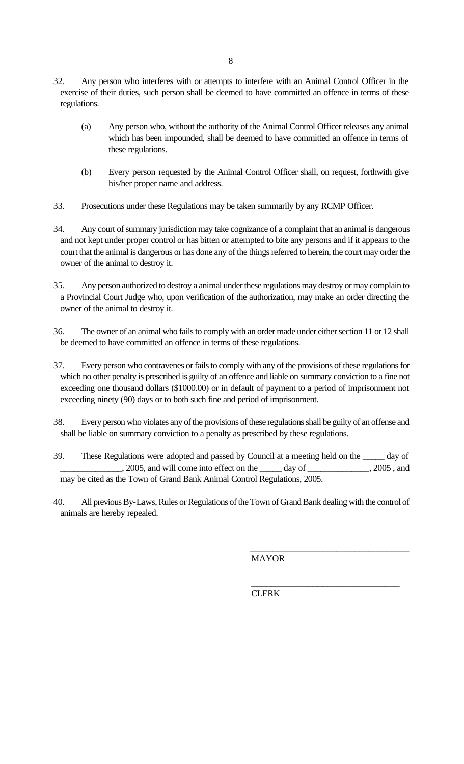32. Any person who interferes with or attempts to interfere with an Animal Control Officer in the exercise of their duties, such person shall be deemed to have committed an offence in terms of these regulations.

    (a) Any person who, without the authority of the Animal Control Officer releases any animal which has been impounded, shall be deemed to have committed an offence in terms of these regulations.

    (b) Every person requested by the Animal Control Officer shall, on request, forthwith give his/her proper name and address.

33. Prosecutions under these Regulations may be taken summarily by any RCMP Officer.

34. Any court of summary jurisdiction may take cognizance of a complaint that an animal is dangerous and not kept under proper control or has bitten or attempted to bite any persons and if it appears to the court that the animal is dangerous or has done any of the things referred to herein, the court may order the owner of the animal to destroy it.

35. Any person authorized to destroy a animal under these regulations may destroy or may complain to a Provincial Court Judge who, upon verification of the authorization, may make an order directing the owner of the animal to destroy it.

36. The owner of an animal who fails to comply with an order made under either section 11 or 12 shall be deemed to have committed an offence in terms of these regulations.

37. Every person who contravenes or fails to comply with any of the provisions of these regulations for which no other penalty is prescribed is guilty of an offence and liable on summary conviction to a fine not exceeding one thousand dollars ($1000.00) or in default of payment to a period of imprisonment not exceeding ninety (90) days or to both such fine and period of imprisonment.

38. Every person who violates any of the provisions of these regulations shall be guilty of an offense and shall be liable on summary conviction to a penalty as prescribed by these regulations.

39. These Regulations were adopted and passed by Council at a meeting held on the _____ day of ______________, 2005, and will come into effect on the _____ day of ______________, 2005 , and may be cited as the Town of Grand Bank Animal Control Regulations, 2005.

40. All previous By-Laws, Rules or Regulations of the Town of Grand Bank dealing with the control of animals are hereby repealed.

____________________________________
MAYOR

__________________________________
CLERK